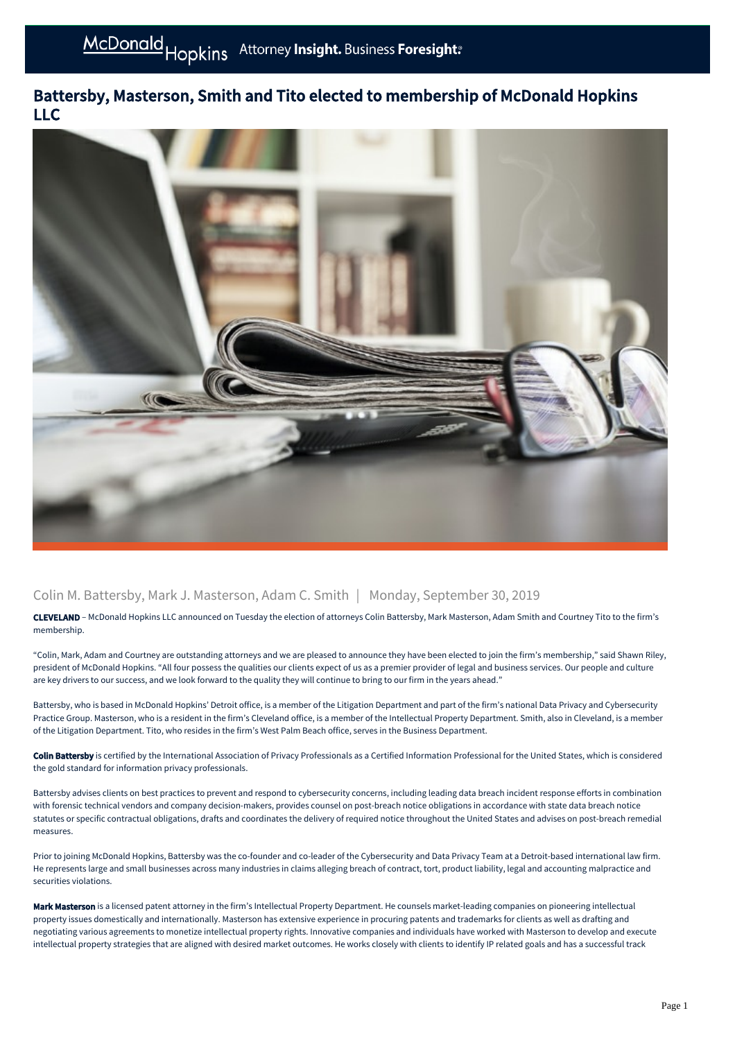# Battersby, Masterson, Smith and Tito elected to membership of McDonald Hopkins LLC

Colin M. Battersby, Mark J. Masterson, Adam C. Smith | Monday, September 30, 2019

**CLEVELAND** – McDonald Hopkins LLC announced on Tuesday the election of attorneys Colin Battersby, Mark Masterson, Adam Smith and Courtney Tito to the firm's membership.

"Colin, Mark, Adam and Courtney are outstanding attorneys and we are pleased to announce they have been elected to join the firm's membership," said Shawn Riley, president of McDonald Hopkins. "All four possess the qualities our clients expect of us as a premier provider of legal and business services. Our people and culture are key drivers to our success, and we look forward to the quality they will continue to bring to our firm in the years ahead."

Battersby, who is based in McDonald Hopkins' Detroit office, is a member of the Litigation Department and part of the firm's national Data Privacy and Cybersecurity Practice Group. Masterson, who is a resident in the firm's Cleveland office, is a member of the Intellectual Property Department. Smith, also in Cleveland, is a member of the Litigation Department. Tito, who resides in the firm's West Palm Beach office, serves in the Business Department.

**Colin Battersby** is certified by the International Association of Privacy Professionals as a Certified Information Professional for the United States, which is considered the gold standard for information privacy professionals.

Battersby advises clients on best practices to prevent and respond to cybersecurity concerns, including leading data breach incident response efforts in combination with forensic technical vendors and company decision-makers, provides counsel on post-breach notice obligations in accordance with state data breach notice statutes or specific contractual obligations, drafts and coordinates the delivery of required notice throughout the United States and advises on post-breach remedial measures.

Prior to joining McDonald Hopkins, Battersby was the co-founder and co-leader of the Cybersecurity and Data Privacy Team at a Detroit-based international law firm. He represents large and small businesses across many industries in claims alleging breach of contract, tort, product liability, legal and accounting malpractice and securities violations.

**Mark Masterson** is a licensed patent attorney in the firm's Intellectual Property Department. He counsels market-leading companies on pioneering intellectual property issues domestically and internationally. Masterson has extensive experience in procuring patents and trademarks for clients as well as drafting and negotiating various agreements to monetize intellectual property rights. Innovative companies and individuals have worked with Masterson to develop and execute intellectual property strategies that are aligned with desired market outcomes. He works closely with clients to identify IP related goals and has a successful track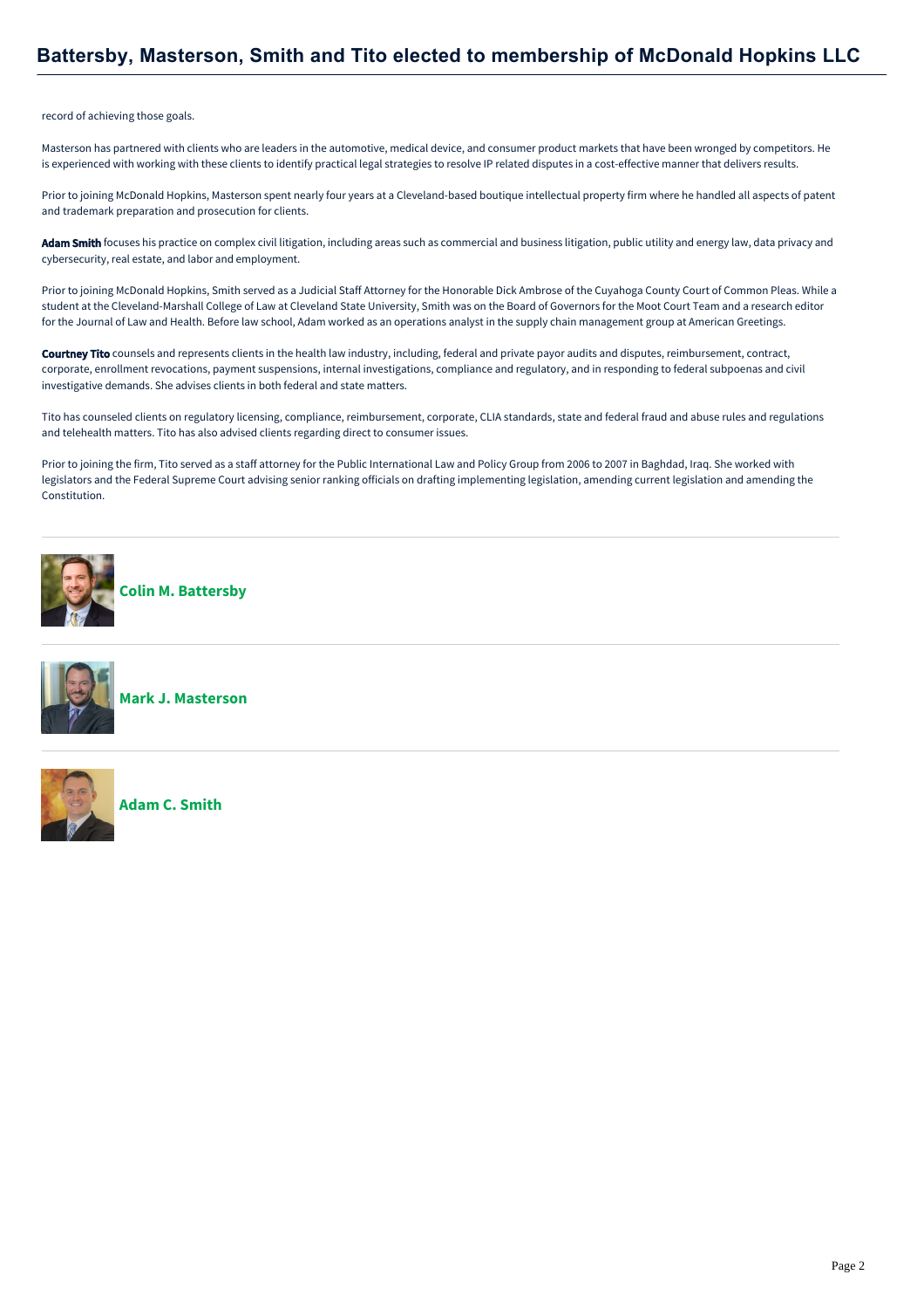record of achieving those goals.

Masterson has partnered with clients who are leaders in the automotive, medical device, and consumer product markets that have been wronged by competitors. He is experienced with working with these clients to identify practical legal strategies to resolve IP related disputes in a cost-effective manner that delivers results.

Prior to joining McDonald Hopkins, Masterson spent nearly four years at a Cleveland-based boutique intellectual property firm where he handled all aspects of patent and trademark preparation and prosecution for clients.

**Adam Smith** focuses his practice on complex civil litigation, including areas such as commercial and business litigation, public utility and energy law, data privacy and cybersecurity, real estate, and labor and employment.

Prior to joining McDonald Hopkins, Smith served as a Judicial Staff Attorney for the Honorable Dick Ambrose of the Cuyahoga County Court of Common Pleas. While a student at the Cleveland-Marshall College of Law at Cleveland State University, Smith was on the Board of Governors for the Moot Court Team and a research editor for the Journal of Law and Health. Before law school, Adam worked as an operations analyst in the supply chain management group at American Greetings.

**Courtney Tito** counsels and represents clients in the health law industry, including, federal and private payor audits and disputes, reimbursement, contract, corporate, enrollment revocations, payment suspensions, internal investigations, compliance and regulatory, and in responding to federal subpoenas and civil investigative demands. She advises clients in both federal and state matters.

Tito has counseled clients on regulatory licensing, compliance, reimbursement, corporate, CLIA standards, state and federal fraud and abuse rules and regulations and telehealth matters. Tito has also advised clients regarding direct to consumer issues.

Prior to joining the firm, Tito served as a staff attorney for the Public International Law and Policy Group from 2006 to 2007 in Baghdad, Iraq. She worked with legislators and the Federal Supreme Court advising senior ranking officials on drafting implementing legislation, amending current legislation and amending the Constitution.

---

**Colin M. Battersby**

---

**Mark J. Masterson**

---

**Adam C. Smith**